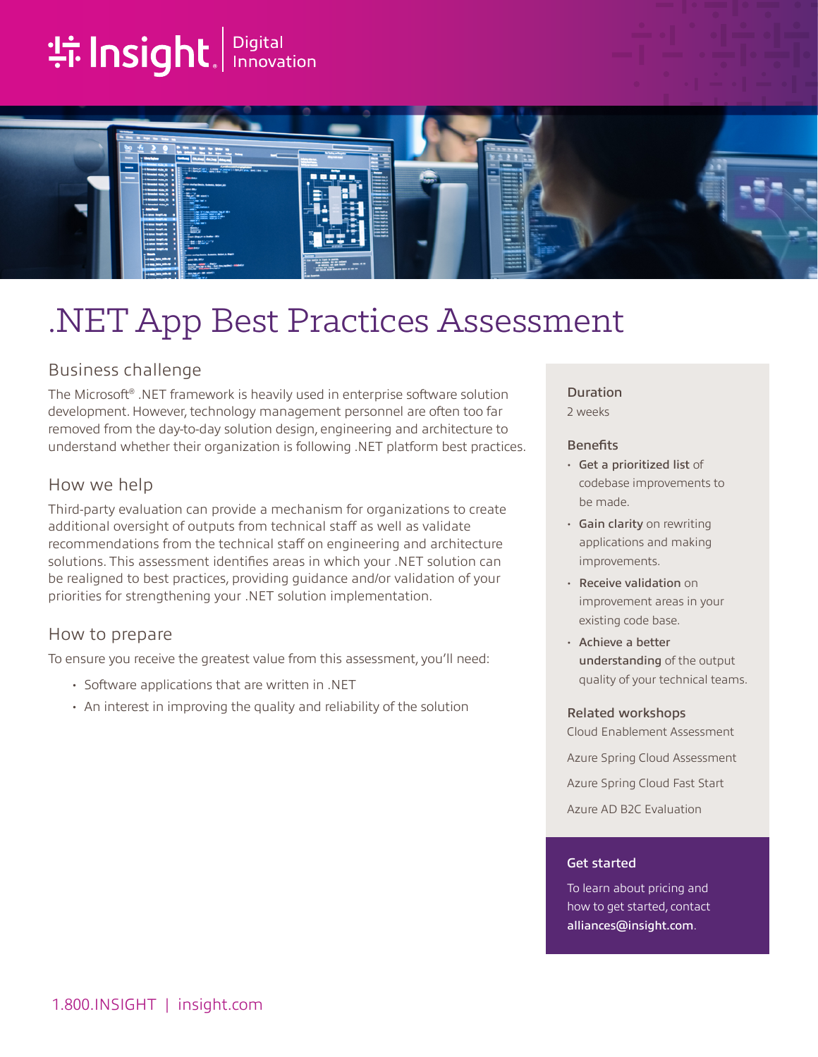Insight | Digital Innovation

# .NET App Best Practices Assessment

## Business challenge

The Microsoft® .NET framework is heavily used in enterprise software solution development. However, technology management personnel are often too far removed from the day-to-day solution design, engineering and architecture to understand whether their organization is following .NET platform best practices.

## How we help

Third-party evaluation can provide a mechanism for organizations to create additional oversight of outputs from technical staff as well as validate recommendations from the technical staff on engineering and architecture solutions. This assessment identifies areas in which your .NET solution can be realigned to best practices, providing guidance and/or validation of your priorities for strengthening your .NET solution implementation.

## How to prepare

To ensure you receive the greatest value from this assessment, you'll need:

- Software applications that are written in .NET
- An interest in improving the quality and reliability of the solution

### Duration

2 weeks

### Benefits

- **Get a prioritized list** of codebase improvements to be made.
- **Gain clarity** on rewriting applications and making improvements.
- **Receive validation** on improvement areas in your existing code base.
- **Achieve a better understanding** of the output quality of your technical teams.

### Related workshops

Cloud Enablement Assessment

Azure Spring Cloud Assessment

Azure Spring Cloud Fast Start

Azure AD B2C Evaluation

### Get started

To learn about pricing and how to get started, contact **alliances@insight.com**.

1.800.INSIGHT | insight.com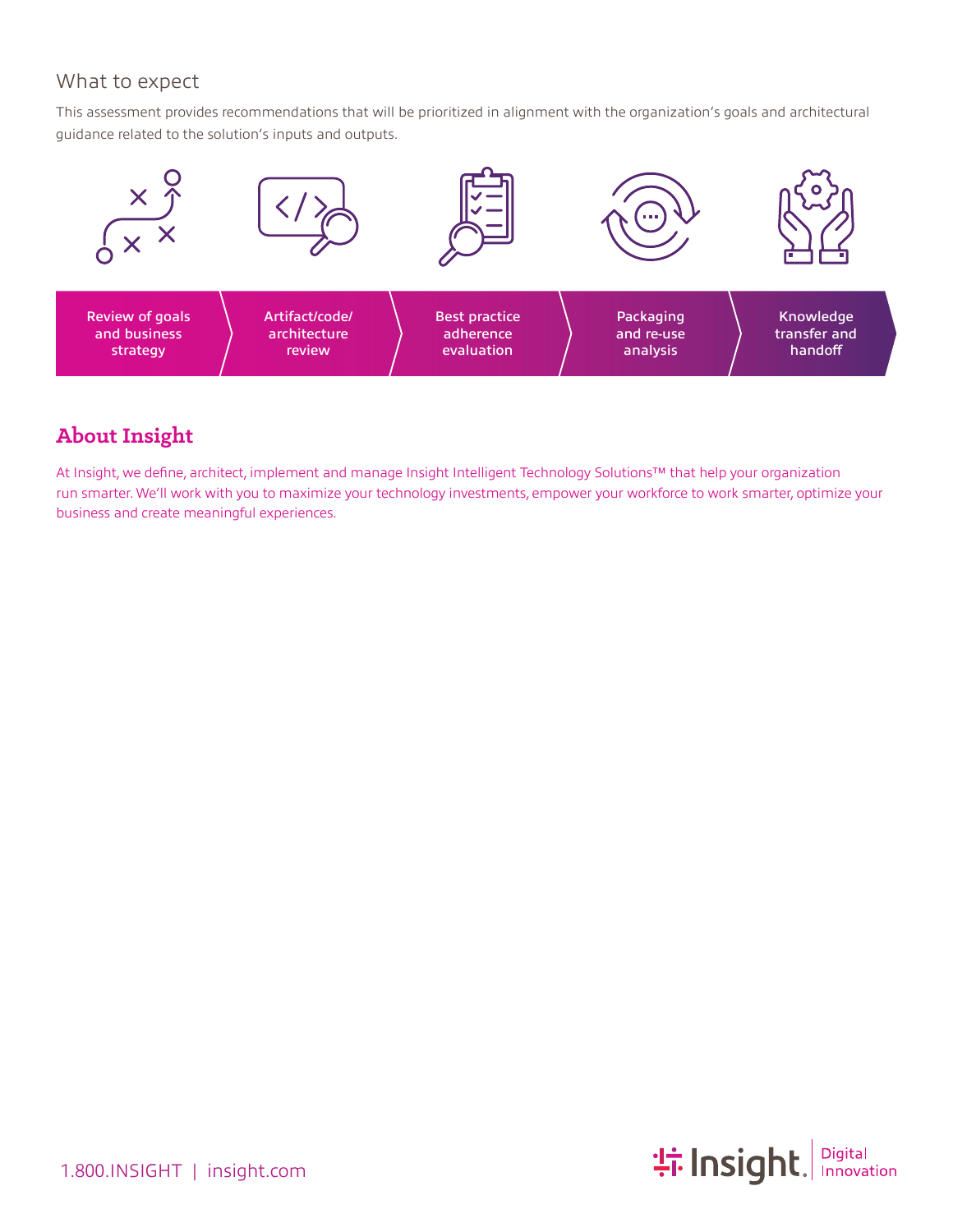## What to expect

This assessment provides recommendations that will be prioritized in alignment with the organization's goals and architectural guidance related to the solution's inputs and outputs.

- Review of goals and business strategy
- Artifact/code/ architecture review
- Best practice adherence evaluation
- Packaging and re-use analysis
- Knowledge transfer and handoff

## About Insight

At Insight, we define, architect, implement and manage Insight Intelligent Technology Solutions™ that help your organization run smarter. We'll work with you to maximize your technology investments, empower your workforce to work smarter, optimize your business and create meaningful experiences.

1.800.INSIGHT | insight.com

Insight. Digital Innovation